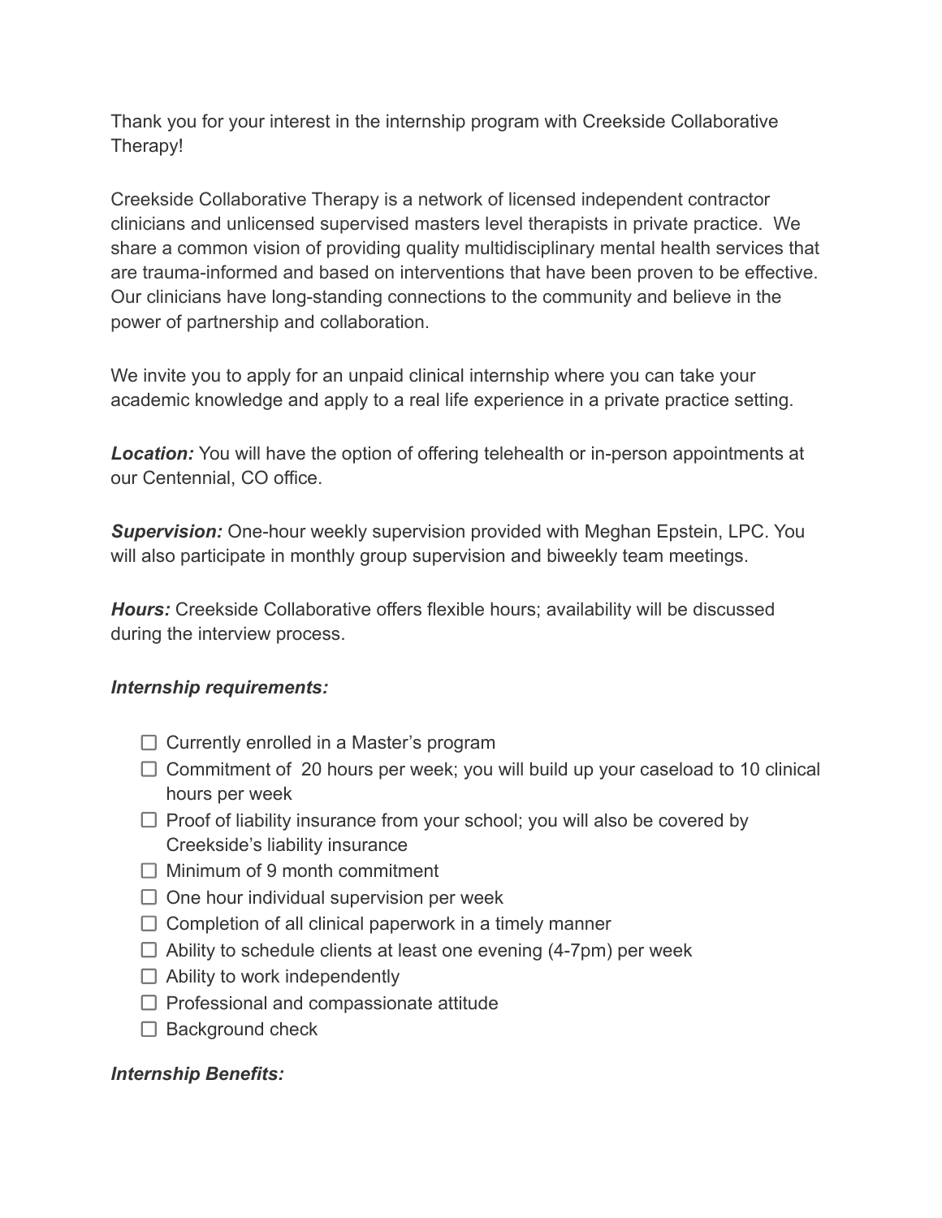Thank you for your interest in the internship program with Creekside Collaborative Therapy!

Creekside Collaborative Therapy is a network of licensed independent contractor clinicians and unlicensed supervised masters level therapists in private practice. We share a common vision of providing quality multidisciplinary mental health services that are trauma-informed and based on interventions that have been proven to be effective. Our clinicians have long-standing connections to the community and believe in the power of partnership and collaboration.

We invite you to apply for an unpaid clinical internship where you can take your academic knowledge and apply to a real life experience in a private practice setting.

***Location:*** You will have the option of offering telehealth or in-person appointments at our Centennial, CO office.

***Supervision:*** One-hour weekly supervision provided with Meghan Epstein, LPC. You will also participate in monthly group supervision and biweekly team meetings.

***Hours:*** Creekside Collaborative offers flexible hours; availability will be discussed during the interview process.

***Internship requirements:***

- [ ] Currently enrolled in a Master's program
- [ ] Commitment of 20 hours per week; you will build up your caseload to 10 clinical hours per week
- [ ] Proof of liability insurance from your school; you will also be covered by Creekside's liability insurance
- [ ] Minimum of 9 month commitment
- [ ] One hour individual supervision per week
- [ ] Completion of all clinical paperwork in a timely manner
- [ ] Ability to schedule clients at least one evening (4-7pm) per week
- [ ] Ability to work independently
- [ ] Professional and compassionate attitude
- [ ] Background check

***Internship Benefits:***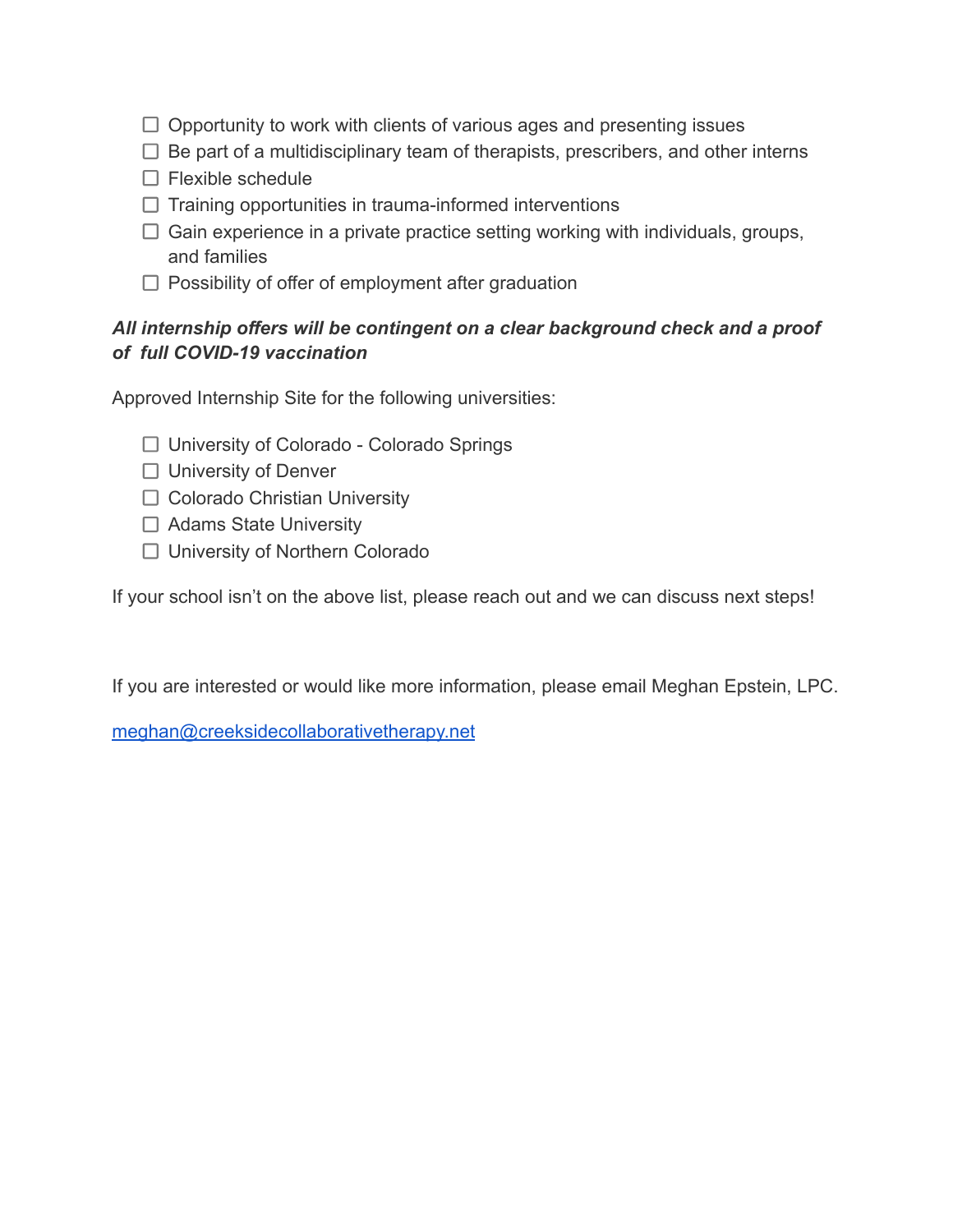- [ ] Opportunity to work with clients of various ages and presenting issues
- [ ] Be part of a multidisciplinary team of therapists, prescribers, and other interns
- [ ] Flexible schedule
- [ ] Training opportunities in trauma-informed interventions
- [ ] Gain experience in a private practice setting working with individuals, groups, and families
- [ ] Possibility of offer of employment after graduation

***All internship offers will be contingent on a clear background check and a proof of full COVID-19 vaccination***

Approved Internship Site for the following universities:

- [ ] University of Colorado - Colorado Springs
- [ ] University of Denver
- [ ] Colorado Christian University
- [ ] Adams State University
- [ ] University of Northern Colorado

If your school isn't on the above list, please reach out and we can discuss next steps!

If you are interested or would like more information, please email Meghan Epstein, LPC.

[meghan@creeksidecollaborativetherapy.net](mailto:meghan@creeksidecollaborativetherapy.net)